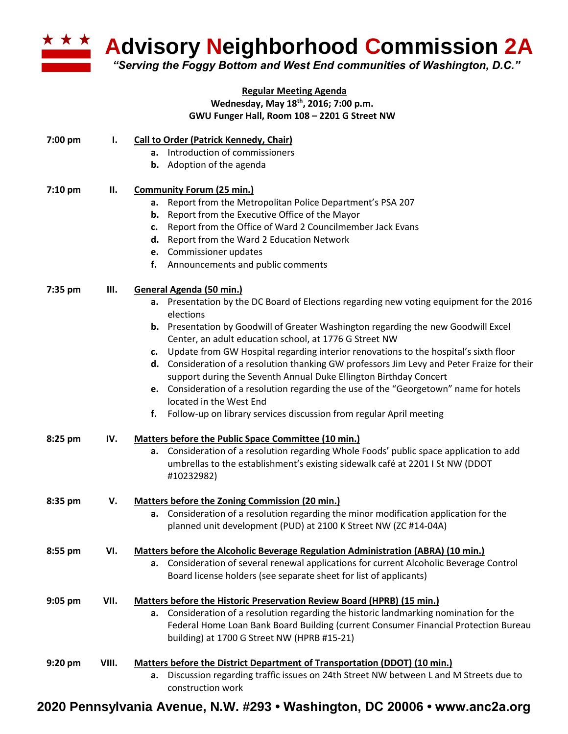# Advisory Neighborhood Commission 2A

*"Serving the Foggy Bottom and West End communities of Washington, D.C."*

**Regular Meeting Agenda**
**Wednesday, May 18th, 2016; 7:00 p.m.**
**GWU Funger Hall, Room 108 – 2201 G Street NW**

**7:00 pm — I. Call to Order (Patrick Kennedy, Chair)**

- **a.** Introduction of commissioners
- **b.** Adoption of the agenda

**7:10 pm — II. Community Forum (25 min.)**

- **a.** Report from the Metropolitan Police Department's PSA 207
- **b.** Report from the Executive Office of the Mayor
- **c.** Report from the Office of Ward 2 Councilmember Jack Evans
- **d.** Report from the Ward 2 Education Network
- **e.** Commissioner updates
- **f.** Announcements and public comments

**7:35 pm — III. General Agenda (50 min.)**

- **a.** Presentation by the DC Board of Elections regarding new voting equipment for the 2016 elections
- **b.** Presentation by Goodwill of Greater Washington regarding the new Goodwill Excel Center, an adult education school, at 1776 G Street NW
- **c.** Update from GW Hospital regarding interior renovations to the hospital's sixth floor
- **d.** Consideration of a resolution thanking GW professors Jim Levy and Peter Fraize for their support during the Seventh Annual Duke Ellington Birthday Concert
- **e.** Consideration of a resolution regarding the use of the "Georgetown" name for hotels located in the West End
- **f.** Follow-up on library services discussion from regular April meeting

**8:25 pm — IV. Matters before the Public Space Committee (10 min.)**

- **a.** Consideration of a resolution regarding Whole Foods' public space application to add umbrellas to the establishment's existing sidewalk café at 2201 I St NW (DDOT #10232982)

**8:35 pm — V. Matters before the Zoning Commission (20 min.)**

- **a.** Consideration of a resolution regarding the minor modification application for the planned unit development (PUD) at 2100 K Street NW (ZC #14-04A)

**8:55 pm — VI. Matters before the Alcoholic Beverage Regulation Administration (ABRA) (10 min.)**

- **a.** Consideration of several renewal applications for current Alcoholic Beverage Control Board license holders (see separate sheet for list of applicants)

**9:05 pm — VII. Matters before the Historic Preservation Review Board (HPRB) (15 min.)**

- **a.** Consideration of a resolution regarding the historic landmarking nomination for the Federal Home Loan Bank Board Building (current Consumer Financial Protection Bureau building) at 1700 G Street NW (HPRB #15-21)

**9:20 pm — VIII. Matters before the District Department of Transportation (DDOT) (10 min.)**

- **a.** Discussion regarding traffic issues on 24th Street NW between L and M Streets due to construction work

**2020 Pennsylvania Avenue, N.W. #293 • Washington, DC 20006 • www.anc2a.org**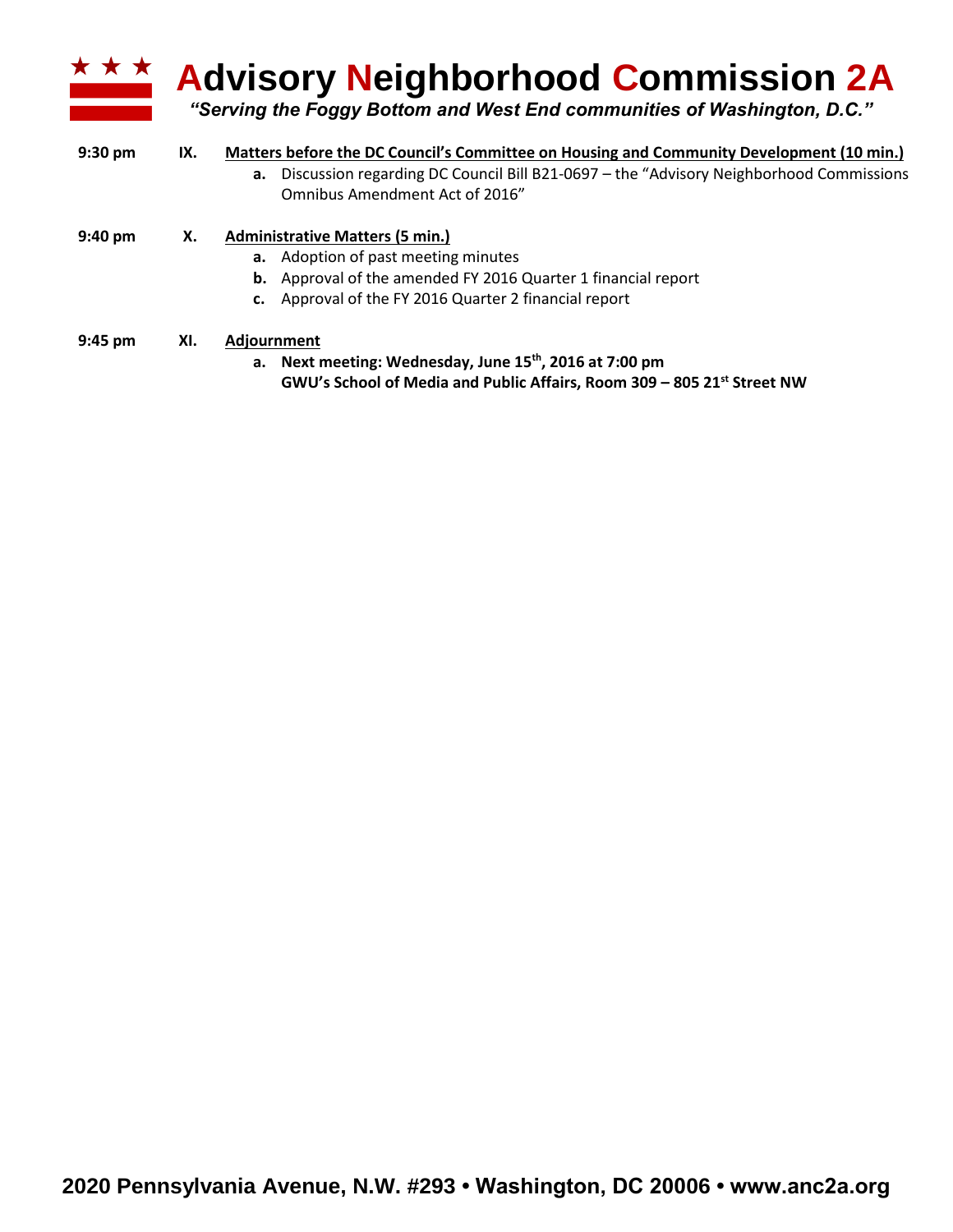**9:30 pm** **IX.** **Matters before the DC Council's Committee on Housing and Community Development (10 min.)**

- **a.** Discussion regarding DC Council Bill B21-0697 – the "Advisory Neighborhood Commissions Omnibus Amendment Act of 2016"

**9:40 pm** **X.** **Administrative Matters (5 min.)**

- **a.** Adoption of past meeting minutes
- **b.** Approval of the amended FY 2016 Quarter 1 financial report
- **c.** Approval of the FY 2016 Quarter 2 financial report

**9:45 pm** **XI.** **Adjournment**

- **a.** **Next meeting: Wednesday, June 15th, 2016 at 7:00 pm**
  **GWU's School of Media and Public Affairs, Room 309 – 805 21st Street NW**